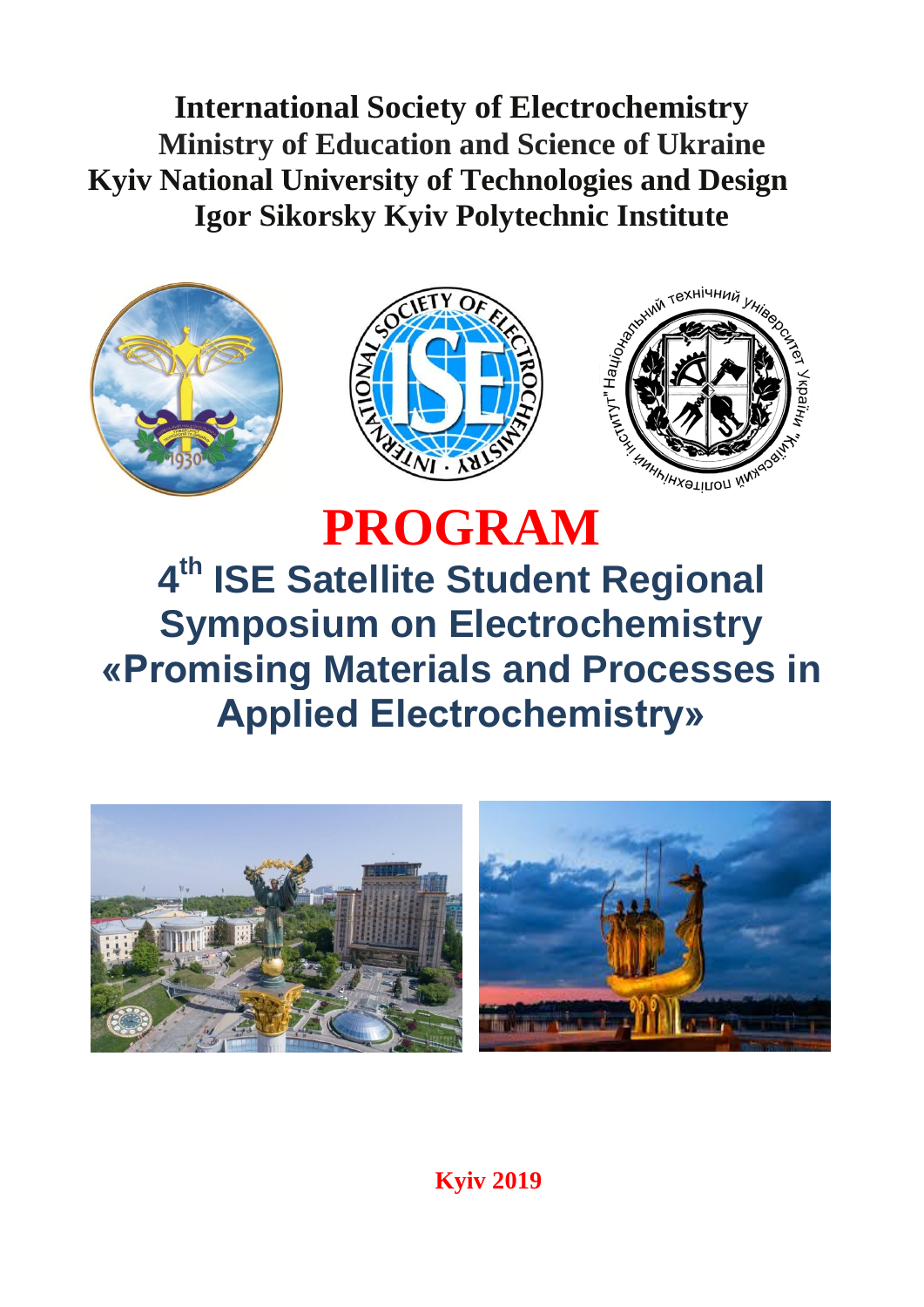**International Society of Electrochemistry**
**Ministry of Education and Science of Ukraine**
**Kyiv National University of Technologies and Design**
**Igor Sikorsky Kyiv Polytechnic Institute**

# PROGRAM

## 4th ISE Satellite Student Regional Symposium on Electrochemistry «Promising Materials and Processes in Applied Electrochemistry»

**Kyiv 2019**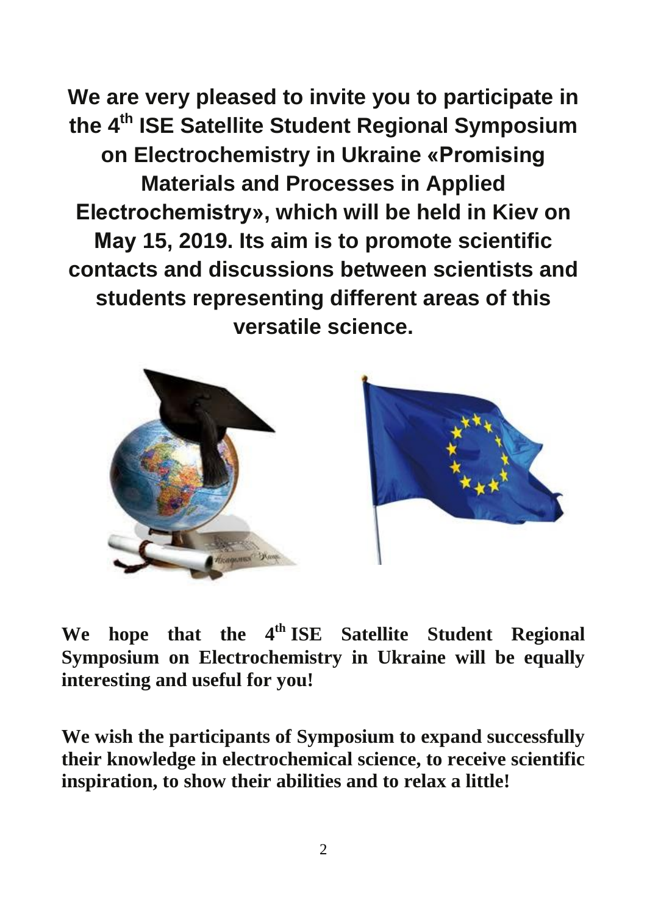**We are very pleased to invite you to participate in the 4th ISE Satellite Student Regional Symposium on Electrochemistry in Ukraine «Promising Materials and Processes in Applied Electrochemistry», which will be held in Kiev on May 15, 2019. Its aim is to promote scientific contacts and discussions between scientists and students representing different areas of this versatile science.**

**We hope that the 4th ISE Satellite Student Regional Symposium on Electrochemistry in Ukraine will be equally interesting and useful for you!**

**We wish the participants of Symposium to expand successfully their knowledge in electrochemical science, to receive scientific inspiration, to show their abilities and to relax a little!**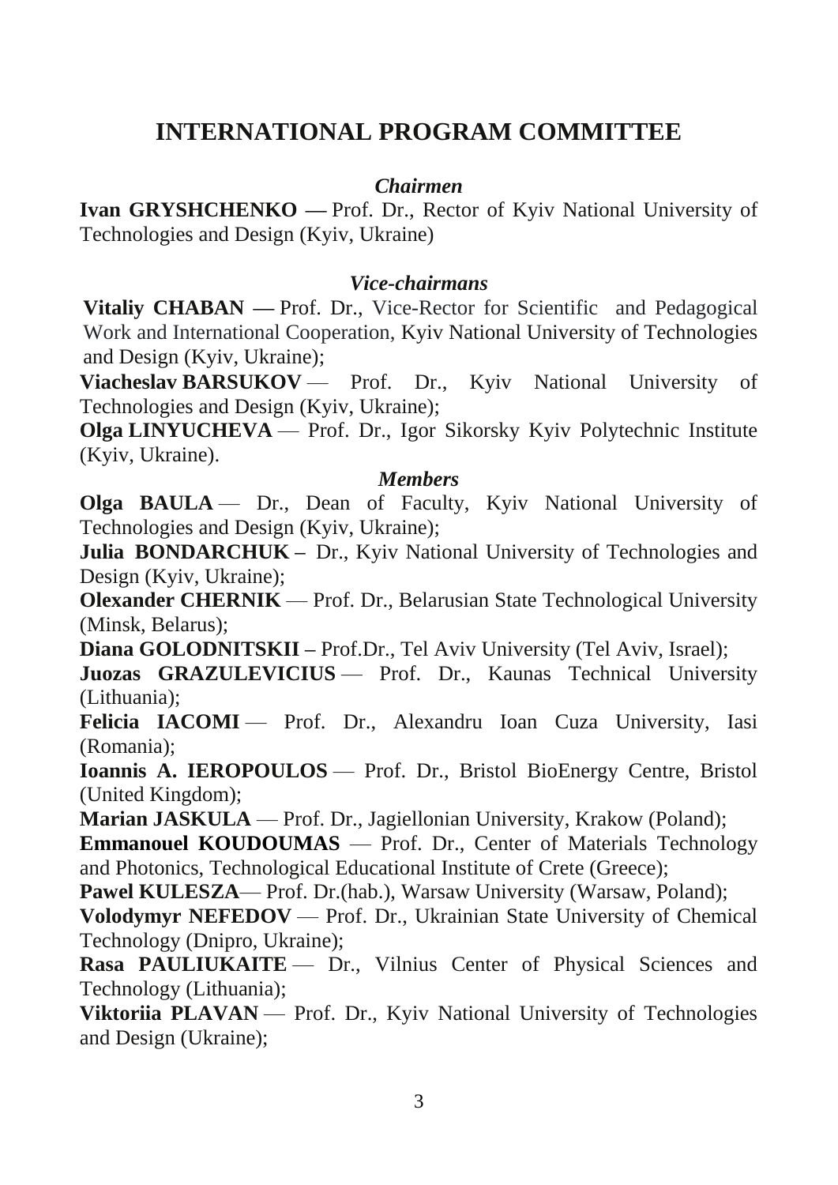# INTERNATIONAL PROGRAM COMMITTEE

### *Chairmen*

**Ivan GRYSHCHENKO —** Prof. Dr., Rector of Kyiv National University of Technologies and Design (Kyiv, Ukraine)

### *Vice-chairmans*

**Vitaliy CHABAN —** Prof. Dr., Vice-Rector for Scientific and Pedagogical Work and International Cooperation, Kyiv National University of Technologies and Design (Kyiv, Ukraine);

**Viacheslav BARSUKOV** — Prof. Dr., Kyiv National University of Technologies and Design (Kyiv, Ukraine);

**Olga LINYUCHEVA** — Prof. Dr., Igor Sikorsky Kyiv Polytechnic Institute (Kyiv, Ukraine).

### *Members*

**Olga BAULA** — Dr., Dean of Faculty, Kyiv National University of Technologies and Design (Kyiv, Ukraine);

**Julia BONDARCHUK –** Dr., Kyiv National University of Technologies and Design (Kyiv, Ukraine);

**Olexander CHERNIK** — Prof. Dr., Belarusian State Technological University (Minsk, Belarus);

**Diana GOLODNITSKII –** Prof.Dr., Tel Aviv University (Tel Aviv, Israel);

**Juozas GRAZULEVICIUS** — Prof. Dr., Kaunas Technical University (Lithuania);

**Felicia IACOMI** — Prof. Dr., Alexandru Ioan Cuza University, Iasi (Romania);

**Ioannis A. IEROPOULOS** — Prof. Dr., Bristol BioEnergy Centre, Bristol (United Kingdom);

**Marian JASKULA** — Prof. Dr., Jagiellonian University, Krakow (Poland);

**Emmanouel KOUDOUMAS** — Prof. Dr., Center of Materials Technology and Photonics, Technological Educational Institute of Crete (Greece);

**Pawel KULESZA**— Prof. Dr.(hab.), Warsaw University (Warsaw, Poland);

**Volodymyr NEFEDOV** — Prof. Dr., Ukrainian State University of Chemical Technology (Dnipro, Ukraine);

**Rasa PAULIUKAITE** — Dr., Vilnius Center of Physical Sciences and Technology (Lithuania);

**Viktoriia PLAVAN** — Prof. Dr., Kyiv National University of Technologies and Design (Ukraine);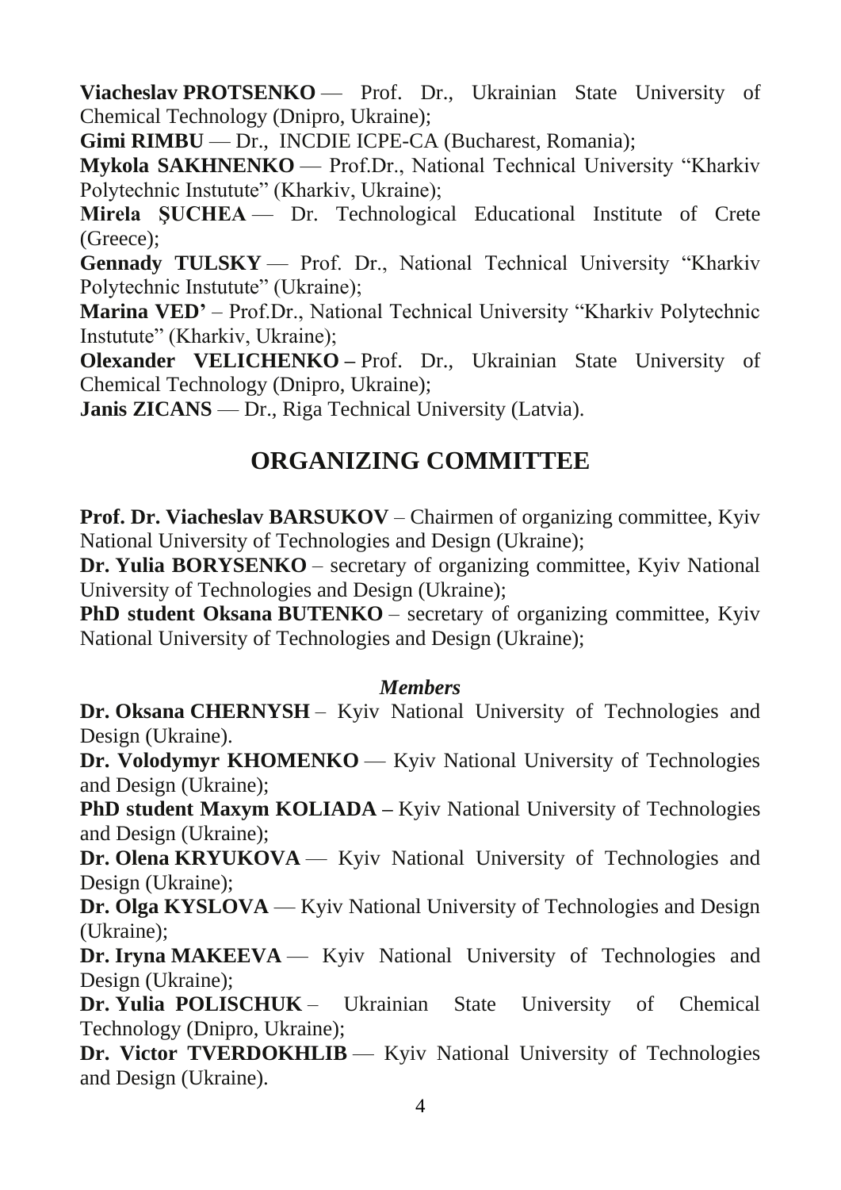**Viacheslav PROTSENKO** — Prof. Dr., Ukrainian State University of Chemical Technology (Dnipro, Ukraine);

**Gimi RIMBU** — Dr., INCDIE ICPE-CA (Bucharest, Romania);

**Mykola SAKHNENKO** — Prof.Dr., National Technical University "Kharkiv Polytechnic Instutute" (Kharkiv, Ukraine);

**Mirela ȘUCHEA** — Dr. Technological Educational Institute of Crete (Greece);

**Gennady TULSKY** — Prof. Dr., National Technical University "Kharkiv Polytechnic Instutute" (Ukraine);

**Marina VED'** – Prof.Dr., National Technical University "Kharkiv Polytechnic Instutute" (Kharkiv, Ukraine);

**Olexander VELICHENKO –** Prof. Dr., Ukrainian State University of Chemical Technology (Dnipro, Ukraine);

**Janis ZICANS** — Dr., Riga Technical University (Latvia).

## ORGANIZING COMMITTEE

**Prof. Dr. Viacheslav BARSUKOV** – Chairmen of organizing committee, Kyiv National University of Technologies and Design (Ukraine);

**Dr. Yulia BORYSENKO** – secretary of organizing committee, Kyiv National University of Technologies and Design (Ukraine);

**PhD student Oksana BUTENKO** – secretary of organizing committee, Kyiv National University of Technologies and Design (Ukraine);

***Members***

**Dr. Oksana CHERNYSH** – Kyiv National University of Technologies and Design (Ukraine).

**Dr. Volodymyr KHOMENKO** — Kyiv National University of Technologies and Design (Ukraine);

**PhD student Maxym KOLIADA –** Kyiv National University of Technologies and Design (Ukraine);

**Dr. Olena KRYUKOVA** — Kyiv National University of Technologies and Design (Ukraine);

**Dr. Olga KYSLOVA** — Kyiv National University of Technologies and Design (Ukraine);

**Dr. Iryna MAKEEVA** — Kyiv National University of Technologies and Design (Ukraine);

**Dr. Yulia POLISCHUK** – Ukrainian State University of Chemical Technology (Dnipro, Ukraine);

**Dr. Victor TVERDOKHLIB** — Kyiv National University of Technologies and Design (Ukraine).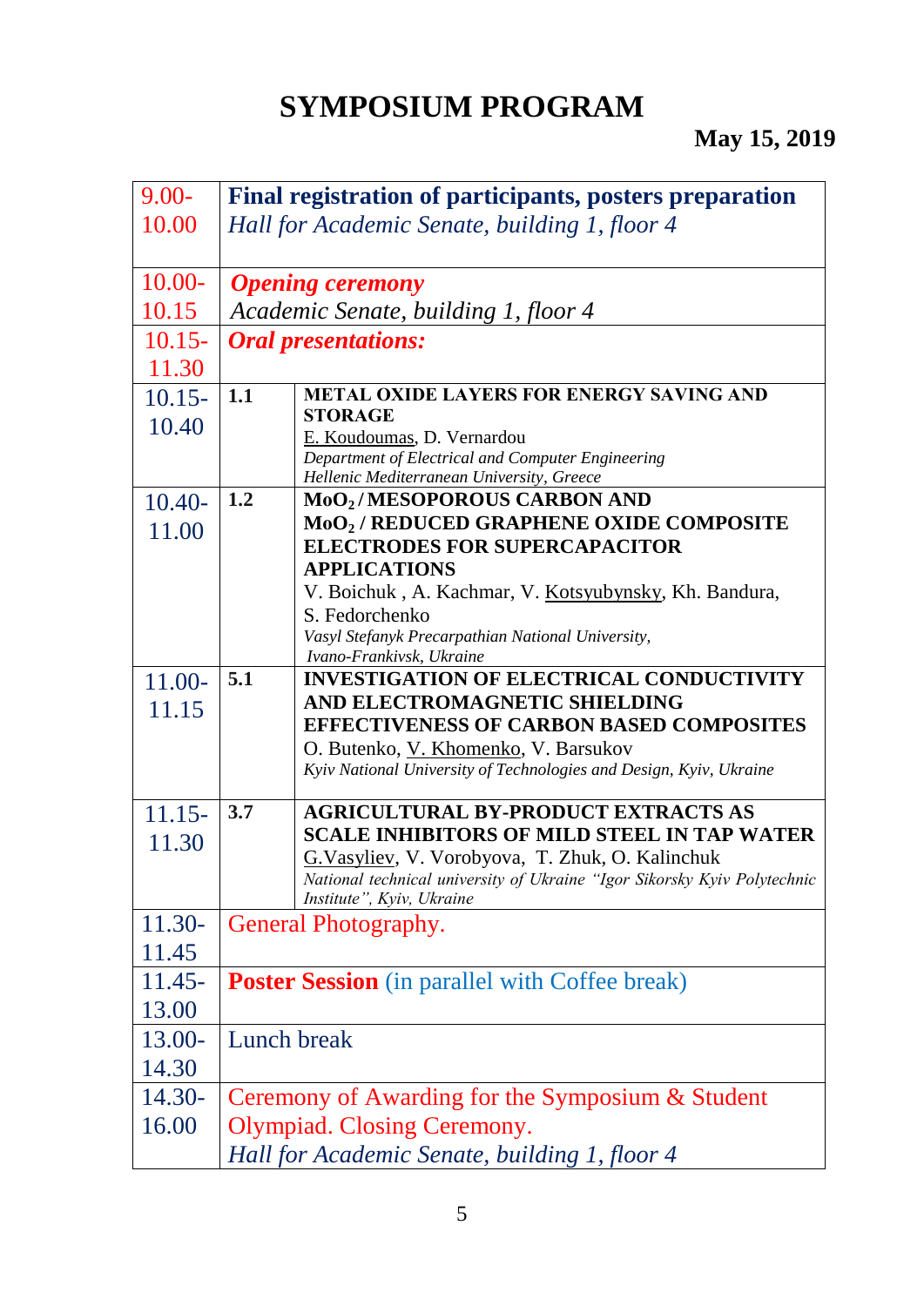# SYMPOSIUM PROGRAM

**May 15, 2019**

| Time | | |
|---|---|---|
| 9.00-10.00 | **Final registration of participants, posters preparation** *Hall for Academic Senate, building 1, floor 4* | |
| 10.00-10.15 | ***Opening ceremony*** *Academic Senate, building 1, floor 4* | |
| 10.15-11.30 | ***Oral presentations:*** | |
| 10.15-10.40 | **1.1** | **METAL OXIDE LAYERS FOR ENERGY SAVING AND STORAGE** E. Koudoumas, D. Vernardou *Department of Electrical and Computer Engineering Hellenic Mediterranean University, Greece* |
| 10.40-11.00 | **1.2** | **$MoO_2$ / MESOPOROUS CARBON AND $MoO_2$ / REDUCED GRAPHENE OXIDE COMPOSITE ELECTRODES FOR SUPERCAPACITOR APPLICATIONS** V. Boichuk , A. Kachmar, V. Kotsyubynsky, Kh. Bandura, S. Fedorchenko *Vasyl Stefanyk Precarpathian National University, Ivano-Frankivsk, Ukraine* |
| 11.00-11.15 | **5.1** | **INVESTIGATION OF ELECTRICAL CONDUCTIVITY AND ELECTROMAGNETIC SHIELDING EFFECTIVENESS OF CARBON BASED COMPOSITES** O. Butenko, V. Khomenko, V. Barsukov *Kyiv National University of Technologies and Design, Kyiv, Ukraine* |
| 11.15-11.30 | **3.7** | **AGRICULTURAL BY-PRODUCT EXTRACTS AS SCALE INHIBITORS OF MILD STEEL IN TAP WATER** G.Vasyliev, V. Vorobyova, T. Zhuk, O. Kalinchuk *National technical university of Ukraine "Igor Sikorsky Kyiv Polytechnic Institute", Kyiv, Ukraine* |
| 11.30-11.45 | General Photography. | |
| 11.45-13.00 | **Poster Session** (in parallel with Coffee break) | |
| 13.00-14.30 | Lunch break | |
| 14.30-16.00 | Ceremony of Awarding for the Symposium & Student Olympiad. Closing Ceremony. *Hall for Academic Senate, building 1, floor 4* | |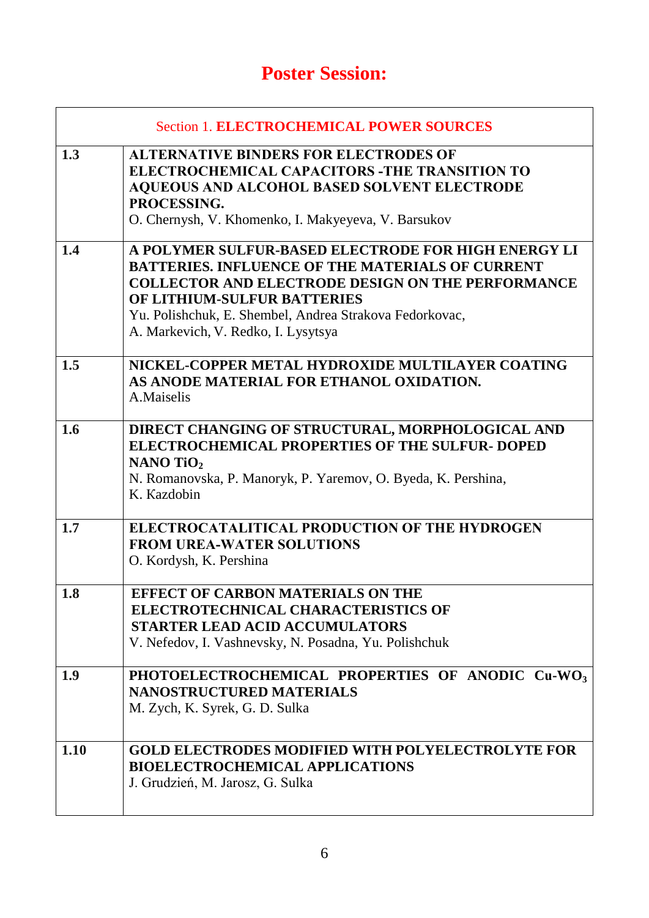# Poster Session:

| Section 1. **ELECTROCHEMICAL POWER SOURCES** | |
|---|---|
| **1.3** | **ALTERNATIVE BINDERS FOR ELECTRODES OF ELECTROCHEMICAL CAPACITORS -THE TRANSITION TO AQUEOUS AND ALCOHOL BASED SOLVENT ELECTRODE PROCESSING.** O. Chernysh, V. Khomenko, I. Makyeyeva, V. Barsukov |
| **1.4** | **A POLYMER SULFUR-BASED ELECTRODE FOR HIGH ENERGY LI BATTERIES. INFLUENCE OF THE MATERIALS OF CURRENT COLLECTOR AND ELECTRODE DESIGN ON THE PERFORMANCE OF LITHIUM-SULFUR BATTERIES** Yu. Polishchuk, E. Shembel, Andrea Strakova Fedorkovac, A. Markevich, V. Redko, I. Lysytsya |
| **1.5** | **NICKEL-COPPER METAL HYDROXIDE MULTILAYER COATING AS ANODE MATERIAL FOR ETHANOL OXIDATION.** A.Maiselis |
| **1.6** | **DIRECT CHANGING OF STRUCTURAL, MORPHOLOGICAL AND ELECTROCHEMICAL PROPERTIES OF THE SULFUR- DOPED NANO $TiO_2$** N. Romanovska, P. Manoryk, P. Yaremov, O. Byeda, K. Pershina, K. Kazdobin |
| **1.7** | **ELECTROCATALITICAL PRODUCTION OF THE HYDROGEN FROM UREA-WATER SOLUTIONS** O. Kordysh, K. Pershina |
| **1.8** | **EFFECT OF CARBON MATERIALS ON THE ELECTROTECHNICAL CHARACTERISTICS OF STARTER LEAD ACID ACCUMULATORS** V. Nefedov, I. Vashnevsky, N. Posadna, Yu. Polishchuk |
| **1.9** | **PHOTOELECTROCHEMICAL PROPERTIES OF ANODIC Cu-$WO_3$ NANOSTRUCTURED MATERIALS** M. Zych, K. Syrek, G. D. Sulka |
| **1.10** | **GOLD ELECTRODES MODIFIED WITH POLYELECTROLYTE FOR BIOELECTROCHEMICAL APPLICATIONS** J. Grudzień, M. Jarosz, G. Sulka |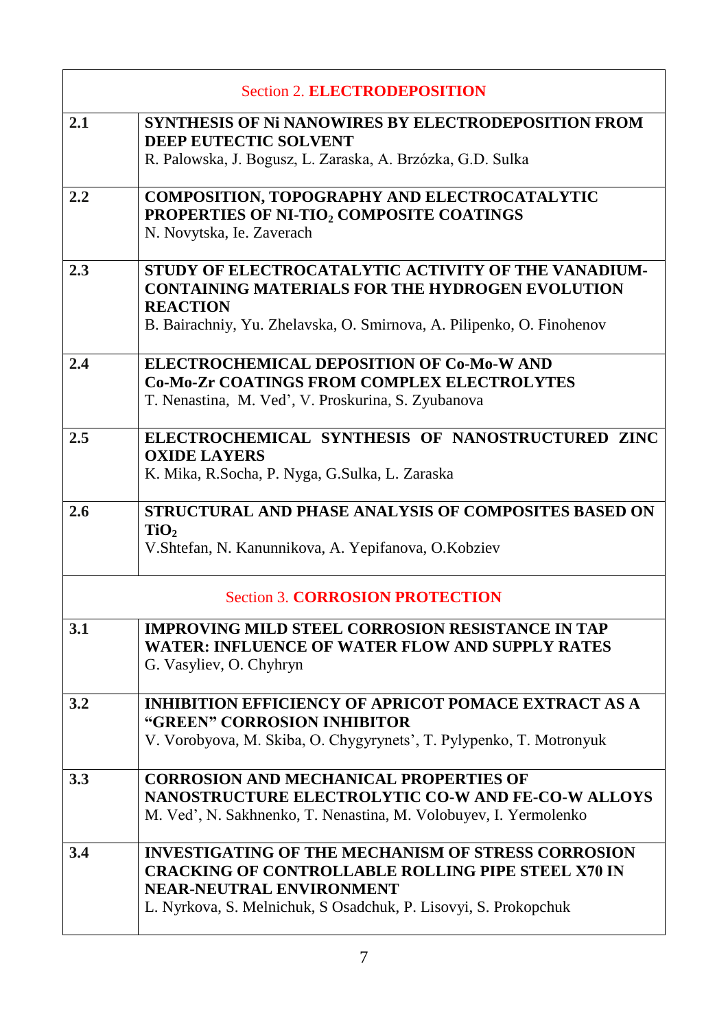| Section 2. **ELECTRODEPOSITION** | |
|---|---|
| 2.1 | **SYNTHESIS OF Ni NANOWIRES BY ELECTRODEPOSITION FROM DEEP EUTECTIC SOLVENT**<br>R. Palowska, J. Bogusz, L. Zaraska, A. Brzózka, G.D. Sulka |
| 2.2 | **COMPOSITION, TOPOGRAPHY AND ELECTROCATALYTIC PROPERTIES OF NI-$TIO_2$ COMPOSITE COATINGS**<br>N. Novytska, Ie. Zaverach |
| 2.3 | **STUDY OF ELECTROCATALYTIC ACTIVITY OF THE VANADIUM-CONTAINING MATERIALS FOR THE HYDROGEN EVOLUTION REACTION**<br>B. Bairachniy, Yu. Zhelavska, O. Smirnova, A. Pilipenko, O. Finohenov |
| 2.4 | **ELECTROCHEMICAL DEPOSITION OF Co-Mo-W AND Co-Mo-Zr COATINGS FROM COMPLEX ELECTROLYTES**<br>T. Nenastina, M. Ved’, V. Proskurina, S. Zyubanova |
| 2.5 | **ELECTROCHEMICAL SYNTHESIS OF NANOSTRUCTURED ZINC OXIDE LAYERS**<br>K. Mika, R.Socha, P. Nyga, G.Sulka, L. Zaraska |
| 2.6 | **STRUCTURAL AND PHASE ANALYSIS OF COMPOSITES BASED ON $TiO_2$**<br>V.Shtefan, N. Kanunnikova, A. Yepifanova, O.Kobziev |
| Section 3. **CORROSION PROTECTION** | |
| 3.1 | **IMPROVING MILD STEEL CORROSION RESISTANCE IN TAP WATER: INFLUENCE OF WATER FLOW AND SUPPLY RATES**<br>G. Vasyliev, O. Chyhryn |
| 3.2 | **INHIBITION EFFICIENCY OF APRICOT POMACE EXTRACT AS A “GREEN” CORROSION INHIBITOR**<br>V. Vorobyova, M. Skiba, O. Chygyrynets’, T. Pylypenko, T. Motronyuk |
| 3.3 | **CORROSION AND MECHANICAL PROPERTIES OF NANOSTRUCTURE ELECTROLYTIC CO-W AND FE-CO-W ALLOYS**<br>M. Ved’, N. Sakhnenko, T. Nenastina, M. Volobuyev, I. Yermolenko |
| 3.4 | **INVESTIGATING OF THE MECHANISM OF STRESS CORROSION CRACKING OF CONTROLLABLE ROLLING PIPE STEEL X70 IN NEAR-NEUTRAL ENVIRONMENT**<br>L. Nyrkova, S. Melnichuk, S Osadchuk, P. Lisovyi, S. Prokopchuk |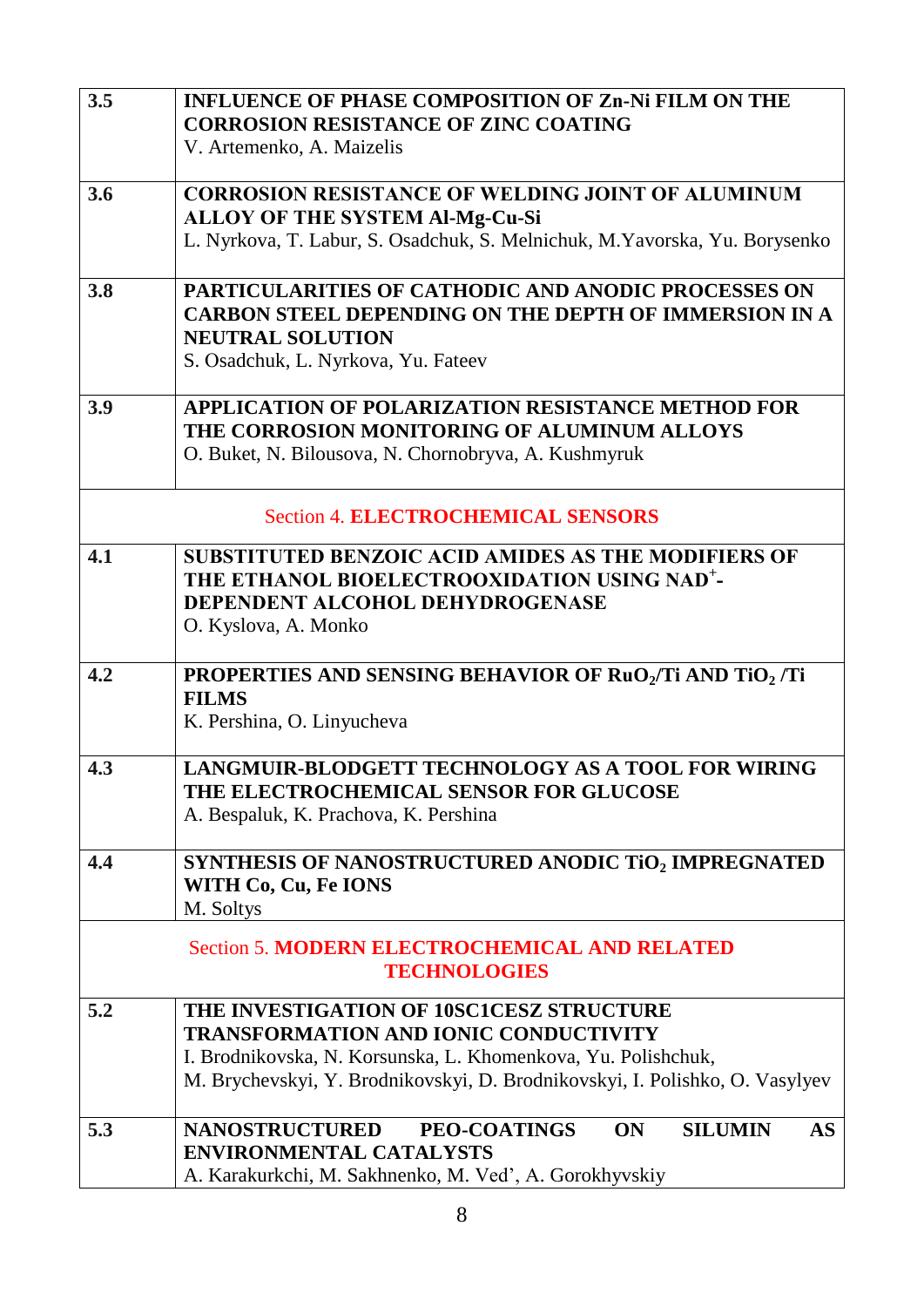| | |
|---|---|
| 3.5 | **INFLUENCE OF PHASE COMPOSITION OF Zn-Ni FILM ON THE CORROSION RESISTANCE OF ZINC COATING**<br>V. Artemenko, A. Maizelis |
| 3.6 | **CORROSION RESISTANCE OF WELDING JOINT OF ALUMINUM ALLOY OF THE SYSTEM Al-Mg-Cu-Si**<br>L. Nyrkova, T. Labur, S. Osadchuk, S. Melnichuk, M.Yavorska, Yu. Borysenko |
| 3.8 | **PARTICULARITIES OF CATHODIC AND ANODIC PROCESSES ON CARBON STEEL DEPENDING ON THE DEPTH OF IMMERSION IN A NEUTRAL SOLUTION**<br>S. Osadchuk, L. Nyrkova, Yu. Fateev |
| 3.9 | **APPLICATION OF POLARIZATION RESISTANCE METHOD FOR THE CORROSION MONITORING OF ALUMINUM ALLOYS**<br>O. Buket, N. Bilousova, N. Chornobryva, A. Kushmyruk |
| | Section 4. **ELECTROCHEMICAL SENSORS** |
| 4.1 | **SUBSTITUTED BENZOIC ACID AMIDES AS THE MODIFIERS OF THE ETHANOL BIOELECTROOXIDATION USING $NAD^+$-DEPENDENT ALCOHOL DEHYDROGENASE**<br>O. Kyslova, A. Monko |
| 4.2 | **PROPERTIES AND SENSING BEHAVIOR OF $RuO_2$/Ti AND $TiO_2$ /Ti FILMS**<br>K. Pershina, O. Linyucheva |
| 4.3 | **LANGMUIR-BLODGETT TECHNOLOGY AS A TOOL FOR WIRING THE ELECTROCHEMICAL SENSOR FOR GLUCOSE**<br>A. Bespaluk, K. Prachova, K. Pershina |
| 4.4 | **SYNTHESIS OF NANOSTRUCTURED ANODIC $TiO_2$ IMPREGNATED WITH Co, Cu, Fe IONS**<br>M. Soltys |
| | Section 5. **MODERN ELECTROCHEMICAL AND RELATED TECHNOLOGIES** |
| 5.2 | **THE INVESTIGATION OF 10SC1CESZ STRUCTURE TRANSFORMATION AND IONIC CONDUCTIVITY**<br>I. Brodnikovska, N. Korsunska, L. Khomenkova, Yu. Polishchuk, M. Brychevskyi, Y. Brodnikovskyi, D. Brodnikovskyi, I. Polishko, O. Vasylyev |
| 5.3 | **NANOSTRUCTURED PEO-COATINGS ON SILUMIN AS ENVIRONMENTAL CATALYSTS**<br>A. Karakurkchi, M. Sakhnenko, M. Ved’, A. Gorokhyvskiy |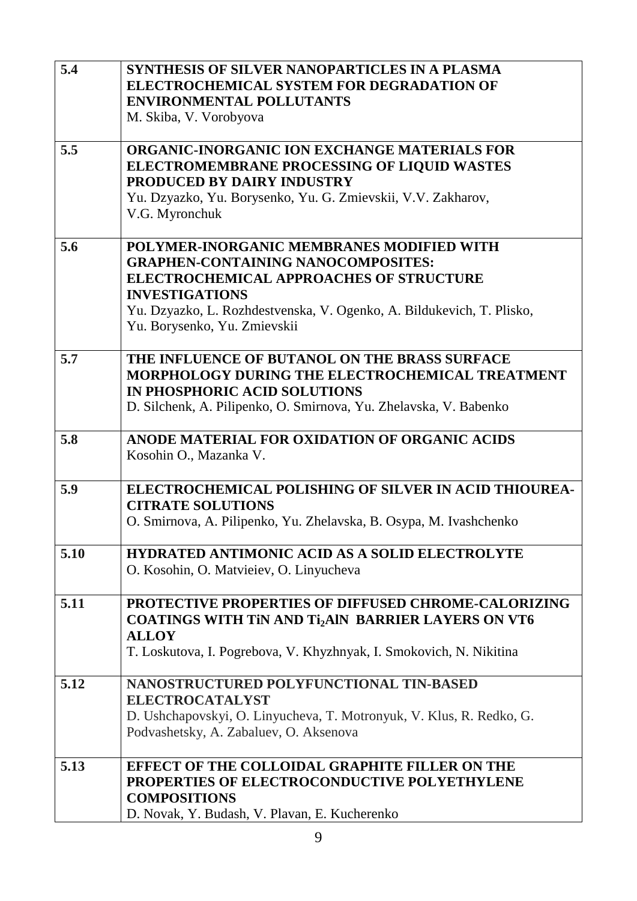| | |
|---|---|
| 5.4 | **SYNTHESIS OF SILVER NANOPARTICLES IN A PLASMA ELECTROCHEMICAL SYSTEM FOR DEGRADATION OF ENVIRONMENTAL POLLUTANTS**<br>M. Skiba, V. Vorobyova |
| 5.5 | **ORGANIC-INORGANIC ION EXCHANGE MATERIALS FOR ELECTROMEMBRANE PROCESSING OF LIQUID WASTES PRODUCED BY DAIRY INDUSTRY**<br>Yu. Dzyazko, Yu. Borysenko, Yu. G. Zmievskii, V.V. Zakharov, V.G. Myronchuk |
| 5.6 | **POLYMER-INORGANIC MEMBRANES MODIFIED WITH GRAPHEN-CONTAINING NANOCOMPOSITES: ELECTROCHEMICAL APPROACHES OF STRUCTURE INVESTIGATIONS**<br>Yu. Dzyazko, L. Rozhdestvenska, V. Ogenko, A. Bildukevich, T. Plisko, Yu. Borysenko, Yu. Zmievskii |
| 5.7 | **THE INFLUENCE OF BUTANOL ON THE BRASS SURFACE MORPHOLOGY DURING THE ELECTROCHEMICAL TREATMENT IN PHOSPHORIC ACID SOLUTIONS**<br>D. Silchenk, A. Pilipenko, O. Smirnova, Yu. Zhelavska, V. Babenko |
| 5.8 | **ANODE MATERIAL FOR OXIDATION OF ORGANIC ACIDS**<br>Kosohin O., Mazanka V. |
| 5.9 | **ELECTROCHEMICAL POLISHING OF SILVER IN ACID THIOUREA-CITRATE SOLUTIONS**<br>O. Smirnova, A. Pilipenko, Yu. Zhelavska, B. Osypa, M. Ivashchenko |
| 5.10 | **HYDRATED ANTIMONIC ACID AS A SOLID ELECTROLYTE**<br>O. Kosohin, O. Matvieiev, O. Linyucheva |
| 5.11 | **PROTECTIVE PROPERTIES OF DIFFUSED CHROME-CALORIZING COATINGS WITH TiN AND $Ti_2AlN$ BARRIER LAYERS ON VT6 ALLOY**<br>T. Loskutova, I. Pogrebova, V. Khyzhnyak, I. Smokovich, N. Nikitina |
| 5.12 | **NANOSTRUCTURED POLYFUNCTIONAL TIN-BASED ELECTROCATALYST**<br>D. Ushchapovskyi, O. Linyucheva, T. Motronyuk, V. Klus, R. Redko, G. Podvashetsky, A. Zabaluev, O. Aksenova |
| 5.13 | **EFFECT OF THE COLLOIDAL GRAPHITE FILLER ON THE PROPERTIES OF ELECTROCONDUCTIVE POLYETHYLENE COMPOSITIONS**<br>D. Novak, Y. Budash, V. Plavan, E. Kucherenko |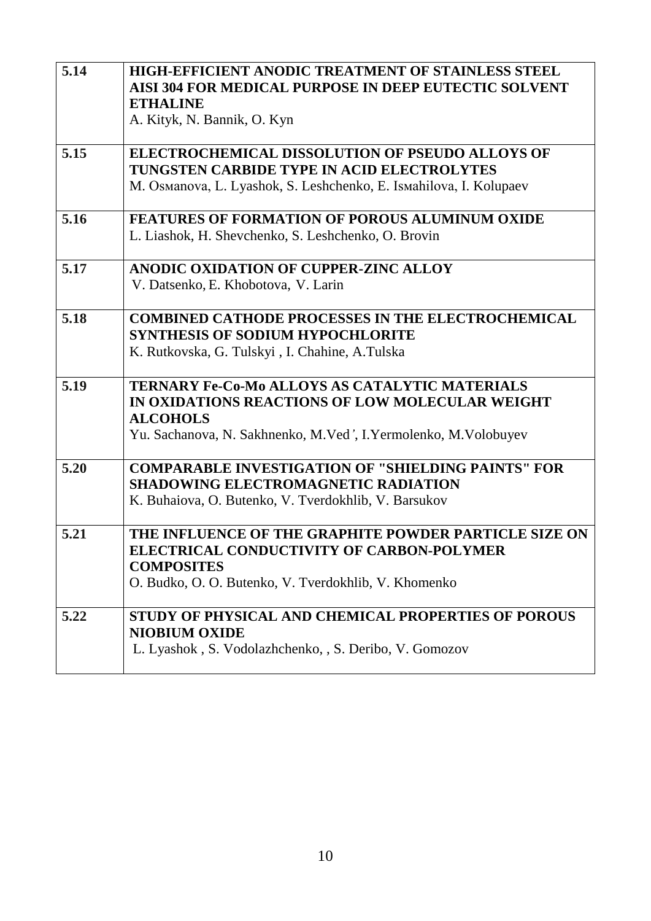| | |
|---|---|
| **5.14** | **HIGH-EFFICIENT ANODIC TREATMENT OF STAINLESS STEEL AISI 304 FOR MEDICAL PURPOSE IN DEEP EUTECTIC SOLVENT ETHALINE**<br>A. Kityk, N. Bannik, O. Kyn |
| **5.15** | **ELECTROCHEMICAL DISSOLUTION OF PSEUDO ALLOYS OF TUNGSTEN CARBIDE TYPE IN ACID ELECTROLYTES**<br>M. Osмanova, L. Lyashok, S. Leshchenko, E. Isмahilova, I. Kolupaev |
| **5.16** | **FEATURES OF FORMATION OF POROUS ALUMINUM OXIDE**<br>L. Liashok, H. Shevchenko, S. Leshchenko, O. Brovin |
| **5.17** | **ANODIC OXIDATION OF CUPPER-ZINC ALLOY**<br>V. Datsenko, E. Khobotova, V. Larin |
| **5.18** | **COMBINED CATHODE PROCESSES IN THE ELECTROCHEMICAL SYNTHESIS OF SODIUM HYPOCHLORITE**<br>K. Rutkovska, G. Tulskyi , I. Chahine, A.Tulska |
| **5.19** | **TERNARY Fe-Co-Mo ALLOYS AS CATALYTIC MATERIALS IN OXIDATIONS REACTIONS OF LOW MOLECULAR WEIGHT ALCOHOLS**<br>Yu. Sachanova, N. Sakhnenko, M.Ved', I.Yermolenko, M.Volobuyev |
| **5.20** | **COMPARABLE INVESTIGATION OF "SHIELDING PAINTS" FOR SHADOWING ELECTROMAGNETIC RADIATION**<br>K. Buhaiova, O. Butenko, V. Tverdokhlib, V. Barsukov |
| **5.21** | **THE INFLUENCE OF THE GRAPHITE POWDER PARTICLE SIZE ON ELECTRICAL CONDUCTIVITY OF CARBON-POLYMER COMPOSITES**<br>O. Budko, O. O. Butenko, V. Tverdokhlib, V. Khomenko |
| **5.22** | **STUDY OF PHYSICAL AND CHEMICAL PROPERTIES OF POROUS NIOBIUM OXIDE**<br>L. Lyashok , S. Vodolazhchenko, , S. Deribo, V. Gomozov |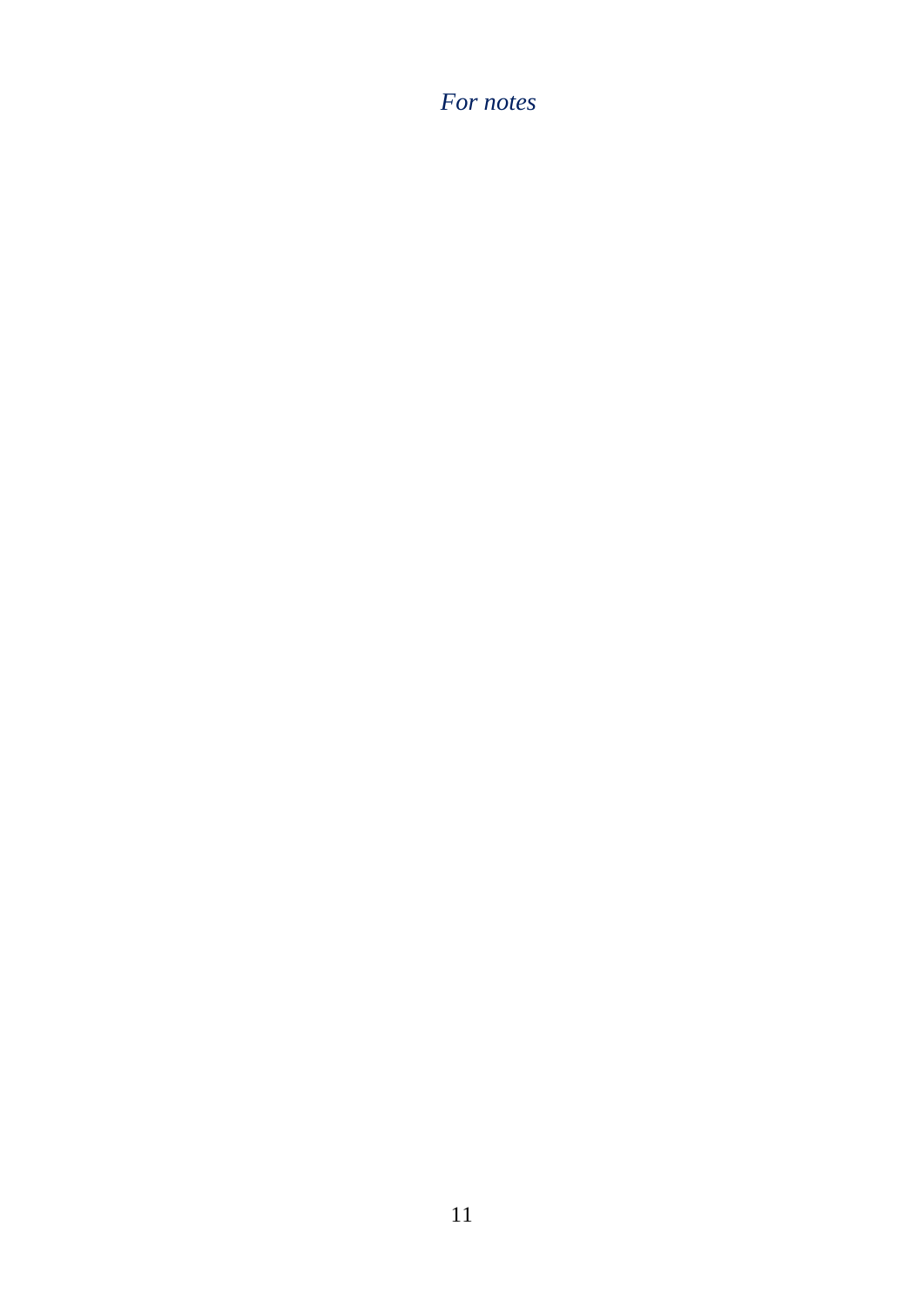*For notes*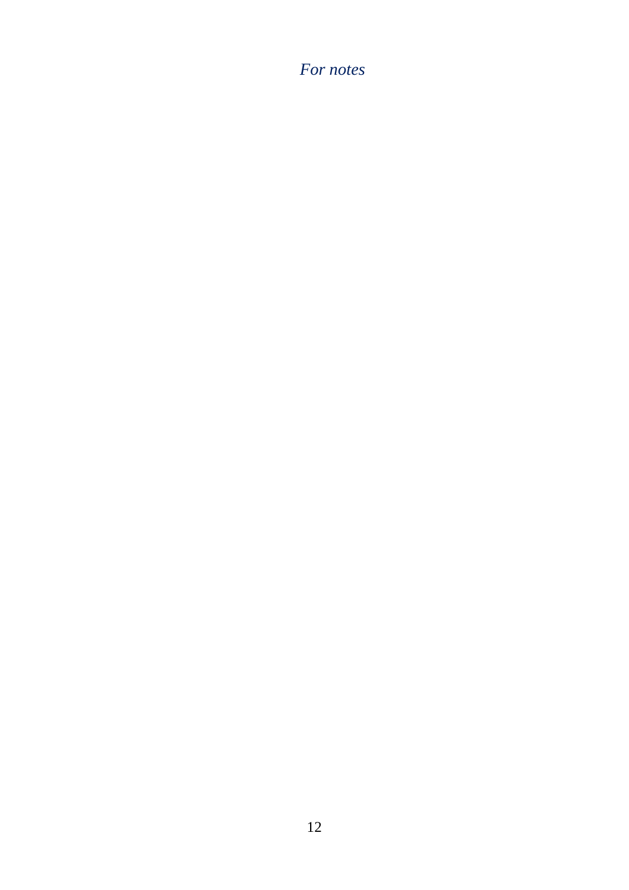*For notes*